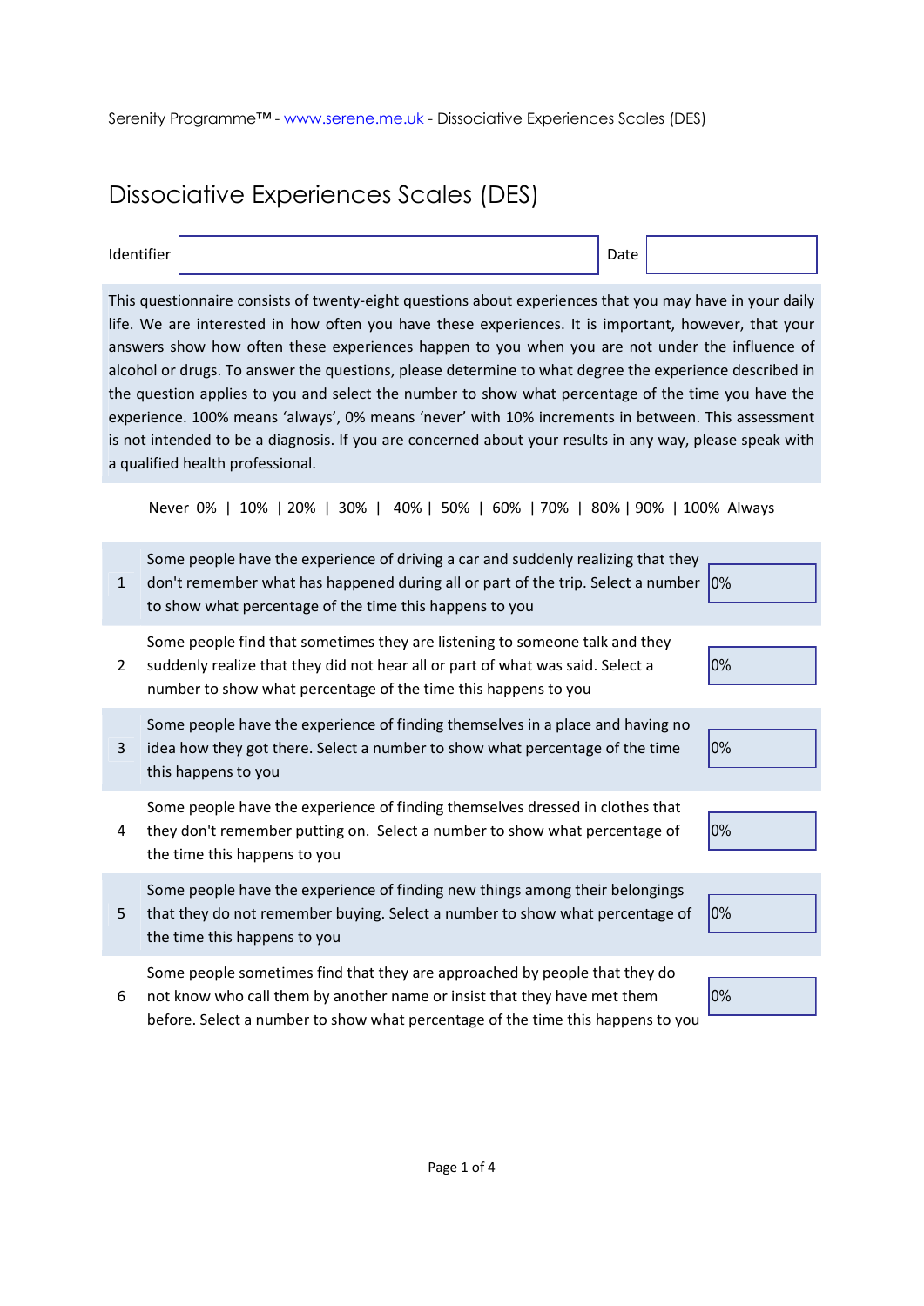# Dissociative Experiences Scales (DES)

| Identifier | | Date | |
|---|---|---|---|

This questionnaire consists of twenty-eight questions about experiences that you may have in your daily life. We are interested in how often you have these experiences. It is important, however, that your answers show how often these experiences happen to you when you are not under the influence of alcohol or drugs. To answer the questions, please determine to what degree the experience described in the question applies to you and select the number to show what percentage of the time you have the experience. 100% means 'always', 0% means 'never' with 10% increments in between. This assessment is not intended to be a diagnosis. If you are concerned about your results in any way, please speak with a qualified health professional.

Never 0% | 10% | 20% | 30% | 40% | 50% | 60% | 70% | 80% | 90% | 100% Always

| # | Question | Response |
|---|---|---|
| 1 | Some people have the experience of driving a car and suddenly realizing that they don't remember what has happened during all or part of the trip. Select a number to show what percentage of the time this happens to you | 0% |
| 2 | Some people find that sometimes they are listening to someone talk and they suddenly realize that they did not hear all or part of what was said. Select a number to show what percentage of the time this happens to you | 0% |
| 3 | Some people have the experience of finding themselves in a place and having no idea how they got there. Select a number to show what percentage of the time this happens to you | 0% |
| 4 | Some people have the experience of finding themselves dressed in clothes that they don't remember putting on. Select a number to show what percentage of the time this happens to you | 0% |
| 5 | Some people have the experience of finding new things among their belongings that they do not remember buying. Select a number to show what percentage of the time this happens to you | 0% |
| 6 | Some people sometimes find that they are approached by people that they do not know who call them by another name or insist that they have met them before. Select a number to show what percentage of the time this happens to you | 0% |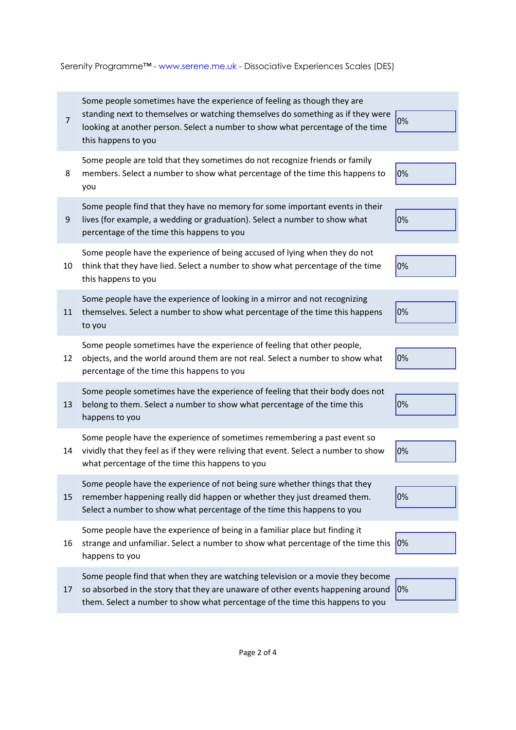Serenity Programme™ - www.serene.me.uk - Dissociative Experiences Scales (DES)

| | | |
|---|---|---|
| 7 | Some people sometimes have the experience of feeling as though they are standing next to themselves or watching themselves do something as if they were looking at another person. Select a number to show what percentage of the time this happens to you | 0% |
| 8 | Some people are told that they sometimes do not recognize friends or family members. Select a number to show what percentage of the time this happens to you | 0% |
| 9 | Some people find that they have no memory for some important events in their lives (for example, a wedding or graduation). Select a number to show what percentage of the time this happens to you | 0% |
| 10 | Some people have the experience of being accused of lying when they do not think that they have lied. Select a number to show what percentage of the time this happens to you | 0% |
| 11 | Some people have the experience of looking in a mirror and not recognizing themselves. Select a number to show what percentage of the time this happens to you | 0% |
| 12 | Some people sometimes have the experience of feeling that other people, objects, and the world around them are not real. Select a number to show what percentage of the time this happens to you | 0% |
| 13 | Some people sometimes have the experience of feeling that their body does not belong to them. Select a number to show what percentage of the time this happens to you | 0% |
| 14 | Some people have the experience of sometimes remembering a past event so vividly that they feel as if they were reliving that event. Select a number to show what percentage of the time this happens to you | 0% |
| 15 | Some people have the experience of not being sure whether things that they remember happening really did happen or whether they just dreamed them. Select a number to show what percentage of the time this happens to you | 0% |
| 16 | Some people have the experience of being in a familiar place but finding it strange and unfamiliar. Select a number to show what percentage of the time this happens to you | 0% |
| 17 | Some people find that when they are watching television or a movie they become so absorbed in the story that they are unaware of other events happening around them. Select a number to show what percentage of the time this happens to you | 0% |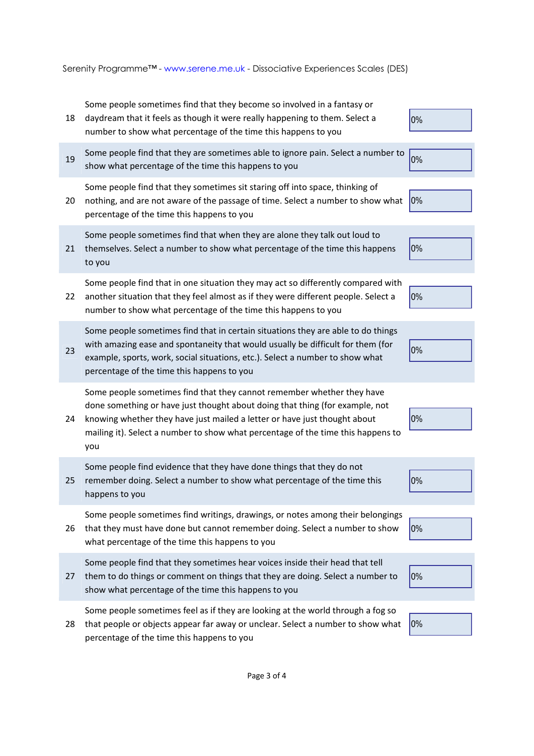| | | |
|---|---|---|
| 18 | Some people sometimes find that they become so involved in a fantasy or daydream that it feels as though it were really happening to them. Select a number to show what percentage of the time this happens to you | 0% |
| 19 | Some people find that they are sometimes able to ignore pain. Select a number to show what percentage of the time this happens to you | 0% |
| 20 | Some people find that they sometimes sit staring off into space, thinking of nothing, and are not aware of the passage of time. Select a number to show what percentage of the time this happens to you | 0% |
| 21 | Some people sometimes find that when they are alone they talk out loud to themselves. Select a number to show what percentage of the time this happens to you | 0% |
| 22 | Some people find that in one situation they may act so differently compared with another situation that they feel almost as if they were different people. Select a number to show what percentage of the time this happens to you | 0% |
| 23 | Some people sometimes find that in certain situations they are able to do things with amazing ease and spontaneity that would usually be difficult for them (for example, sports, work, social situations, etc.). Select a number to show what percentage of the time this happens to you | 0% |
| 24 | Some people sometimes find that they cannot remember whether they have done something or have just thought about doing that thing (for example, not knowing whether they have just mailed a letter or have just thought about mailing it). Select a number to show what percentage of the time this happens to you | 0% |
| 25 | Some people find evidence that they have done things that they do not remember doing. Select a number to show what percentage of the time this happens to you | 0% |
| 26 | Some people sometimes find writings, drawings, or notes among their belongings that they must have done but cannot remember doing. Select a number to show what percentage of the time this happens to you | 0% |
| 27 | Some people find that they sometimes hear voices inside their head that tell them to do things or comment on things that they are doing. Select a number to show what percentage of the time this happens to you | 0% |
| 28 | Some people sometimes feel as if they are looking at the world through a fog so that people or objects appear far away or unclear. Select a number to show what percentage of the time this happens to you | 0% |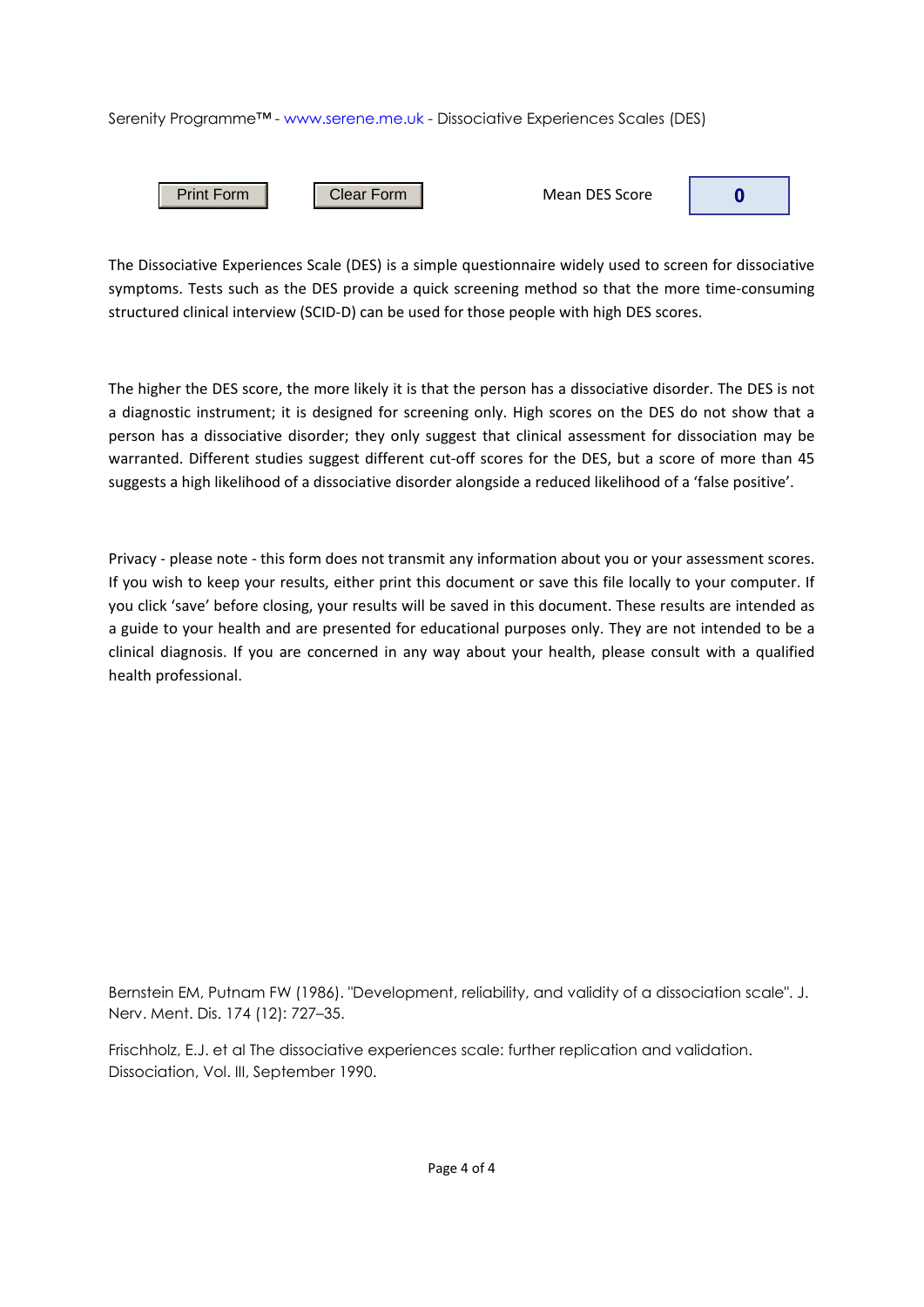Serenity Programme™ - www.serene.me.uk - Dissociative Experiences Scales (DES)

Print Form | Clear Form | Mean DES Score **0**

The Dissociative Experiences Scale (DES) is a simple questionnaire widely used to screen for dissociative symptoms. Tests such as the DES provide a quick screening method so that the more time-consuming structured clinical interview (SCID-D) can be used for those people with high DES scores.

The higher the DES score, the more likely it is that the person has a dissociative disorder. The DES is not a diagnostic instrument; it is designed for screening only. High scores on the DES do not show that a person has a dissociative disorder; they only suggest that clinical assessment for dissociation may be warranted. Different studies suggest different cut-off scores for the DES, but a score of more than 45 suggests a high likelihood of a dissociative disorder alongside a reduced likelihood of a 'false positive'.

Privacy - please note - this form does not transmit any information about you or your assessment scores. If you wish to keep your results, either print this document or save this file locally to your computer. If you click 'save' before closing, your results will be saved in this document. These results are intended as a guide to your health and are presented for educational purposes only. They are not intended to be a clinical diagnosis. If you are concerned in any way about your health, please consult with a qualified health professional.

Bernstein EM, Putnam FW (1986). "Development, reliability, and validity of a dissociation scale". J. Nerv. Ment. Dis. 174 (12): 727–35.

Frischholz, E.J. et al The dissociative experiences scale: further replication and validation. Dissociation, Vol. III, September 1990.